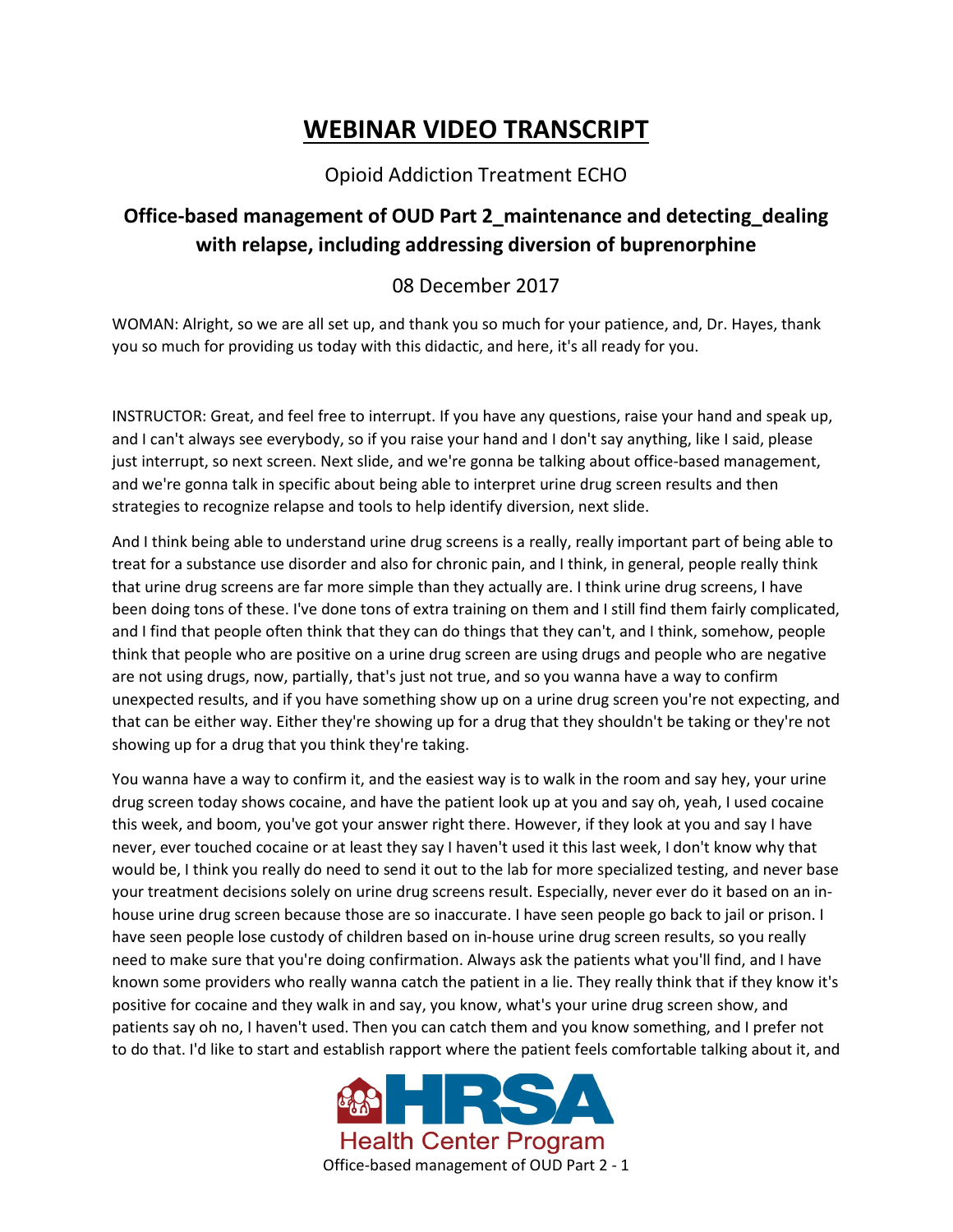# WEBINAR VIDEO TRANSCRIPT

Opioid Addiction Treatment ECHO

## Office-based management of OUD Part 2_maintenance and detecting_dealing with relapse, including addressing diversion of buprenorphine

08 December 2017

WOMAN: Alright, so we are all set up, and thank you so much for your patience, and, Dr. Hayes, thank you so much for providing us today with this didactic, and here, it's all ready for you.

INSTRUCTOR: Great, and feel free to interrupt. If you have any questions, raise your hand and speak up, and I can't always see everybody, so if you raise your hand and I don't say anything, like I said, please just interrupt, so next screen. Next slide, and we're gonna be talking about office-based management, and we're gonna talk in specific about being able to interpret urine drug screen results and then strategies to recognize relapse and tools to help identify diversion, next slide.

And I think being able to understand urine drug screens is a really, really important part of being able to treat for a substance use disorder and also for chronic pain, and I think, in general, people really think that urine drug screens are far more simple than they actually are. I think urine drug screens, I have been doing tons of these. I've done tons of extra training on them and I still find them fairly complicated, and I find that people often think that they can do things that they can't, and I think, somehow, people think that people who are positive on a urine drug screen are using drugs and people who are negative are not using drugs, now, partially, that's just not true, and so you wanna have a way to confirm unexpected results, and if you have something show up on a urine drug screen you're not expecting, and that can be either way. Either they're showing up for a drug that they shouldn't be taking or they're not showing up for a drug that you think they're taking.

You wanna have a way to confirm it, and the easiest way is to walk in the room and say hey, your urine drug screen today shows cocaine, and have the patient look up at you and say oh, yeah, I used cocaine this week, and boom, you've got your answer right there. However, if they look at you and say I have never, ever touched cocaine or at least they say I haven't used it this last week, I don't know why that would be, I think you really do need to send it out to the lab for more specialized testing, and never base your treatment decisions solely on urine drug screens result. Especially, never ever do it based on an in-house urine drug screen because those are so inaccurate. I have seen people go back to jail or prison. I have seen people lose custody of children based on in-house urine drug screen results, so you really need to make sure that you're doing confirmation. Always ask the patients what you'll find, and I have known some providers who really wanna catch the patient in a lie. They really think that if they know it's positive for cocaine and they walk in and say, you know, what's your urine drug screen show, and patients say oh no, I haven't used. Then you can catch them and you know something, and I prefer not to do that. I'd like to start and establish rapport where the patient feels comfortable talking about it, and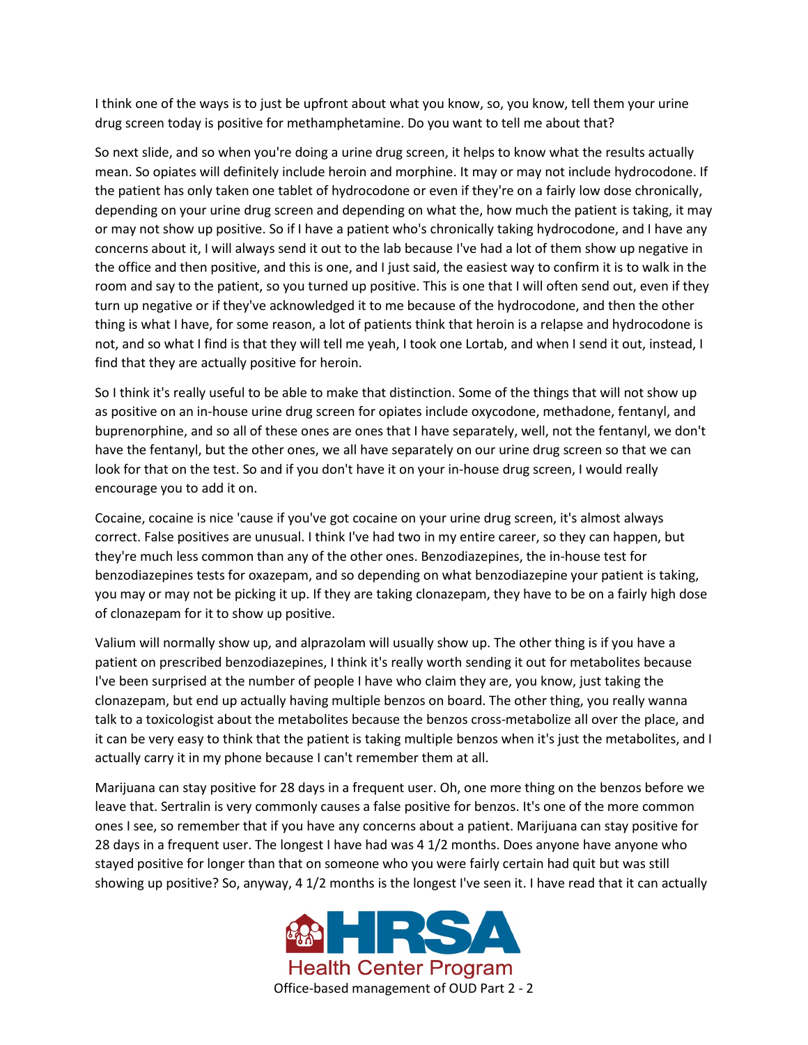I think one of the ways is to just be upfront about what you know, so, you know, tell them your urine drug screen today is positive for methamphetamine. Do you want to tell me about that?

So next slide, and so when you're doing a urine drug screen, it helps to know what the results actually mean. So opiates will definitely include heroin and morphine. It may or may not include hydrocodone. If the patient has only taken one tablet of hydrocodone or even if they're on a fairly low dose chronically, depending on your urine drug screen and depending on what the, how much the patient is taking, it may or may not show up positive. So if I have a patient who's chronically taking hydrocodone, and I have any concerns about it, I will always send it out to the lab because I've had a lot of them show up negative in the office and then positive, and this is one, and I just said, the easiest way to confirm it is to walk in the room and say to the patient, so you turned up positive. This is one that I will often send out, even if they turn up negative or if they've acknowledged it to me because of the hydrocodone, and then the other thing is what I have, for some reason, a lot of patients think that heroin is a relapse and hydrocodone is not, and so what I find is that they will tell me yeah, I took one Lortab, and when I send it out, instead, I find that they are actually positive for heroin.

So I think it's really useful to be able to make that distinction. Some of the things that will not show up as positive on an in-house urine drug screen for opiates include oxycodone, methadone, fentanyl, and buprenorphine, and so all of these ones are ones that I have separately, well, not the fentanyl, we don't have the fentanyl, but the other ones, we all have separately on our urine drug screen so that we can look for that on the test. So and if you don't have it on your in-house drug screen, I would really encourage you to add it on.

Cocaine, cocaine is nice 'cause if you've got cocaine on your urine drug screen, it's almost always correct. False positives are unusual. I think I've had two in my entire career, so they can happen, but they're much less common than any of the other ones. Benzodiazepines, the in-house test for benzodiazepines tests for oxazepam, and so depending on what benzodiazepine your patient is taking, you may or may not be picking it up. If they are taking clonazepam, they have to be on a fairly high dose of clonazepam for it to show up positive.

Valium will normally show up, and alprazolam will usually show up. The other thing is if you have a patient on prescribed benzodiazepines, I think it's really worth sending it out for metabolites because I've been surprised at the number of people I have who claim they are, you know, just taking the clonazepam, but end up actually having multiple benzos on board. The other thing, you really wanna talk to a toxicologist about the metabolites because the benzos cross-metabolize all over the place, and it can be very easy to think that the patient is taking multiple benzos when it's just the metabolites, and I actually carry it in my phone because I can't remember them at all.

Marijuana can stay positive for 28 days in a frequent user. Oh, one more thing on the benzos before we leave that. Sertralin is very commonly causes a false positive for benzos. It's one of the more common ones I see, so remember that if you have any concerns about a patient. Marijuana can stay positive for 28 days in a frequent user. The longest I have had was 4 1/2 months. Does anyone have anyone who stayed positive for longer than that on someone who you were fairly certain had quit but was still showing up positive? So, anyway, 4 1/2 months is the longest I've seen it. I have read that it can actually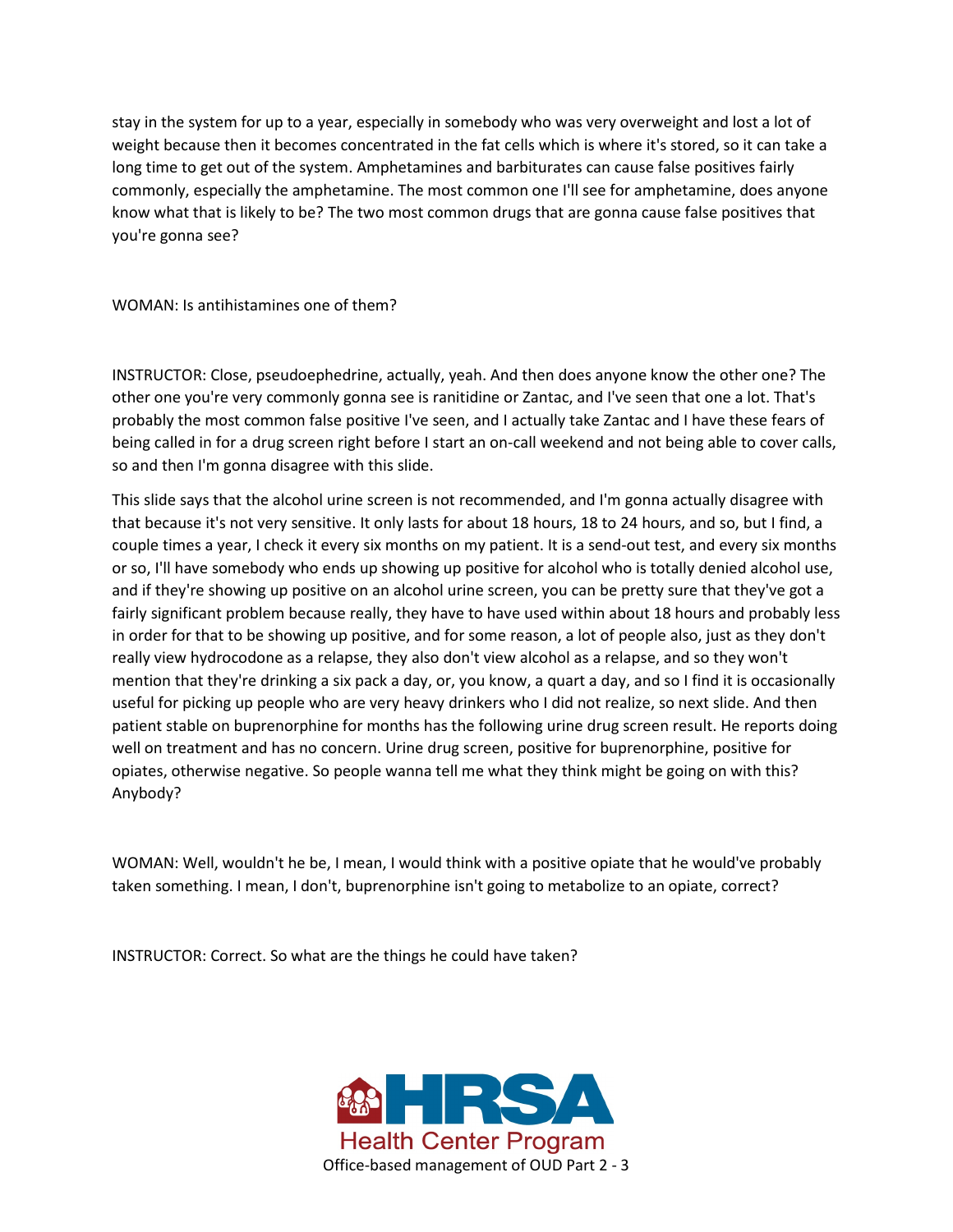stay in the system for up to a year, especially in somebody who was very overweight and lost a lot of weight because then it becomes concentrated in the fat cells which is where it's stored, so it can take a long time to get out of the system. Amphetamines and barbiturates can cause false positives fairly commonly, especially the amphetamine. The most common one I'll see for amphetamine, does anyone know what that is likely to be? The two most common drugs that are gonna cause false positives that you're gonna see?

WOMAN: Is antihistamines one of them?

INSTRUCTOR: Close, pseudoephedrine, actually, yeah. And then does anyone know the other one? The other one you're very commonly gonna see is ranitidine or Zantac, and I've seen that one a lot. That's probably the most common false positive I've seen, and I actually take Zantac and I have these fears of being called in for a drug screen right before I start an on-call weekend and not being able to cover calls, so and then I'm gonna disagree with this slide.

This slide says that the alcohol urine screen is not recommended, and I'm gonna actually disagree with that because it's not very sensitive. It only lasts for about 18 hours, 18 to 24 hours, and so, but I find, a couple times a year, I check it every six months on my patient. It is a send-out test, and every six months or so, I'll have somebody who ends up showing up positive for alcohol who is totally denied alcohol use, and if they're showing up positive on an alcohol urine screen, you can be pretty sure that they've got a fairly significant problem because really, they have to have used within about 18 hours and probably less in order for that to be showing up positive, and for some reason, a lot of people also, just as they don't really view hydrocodone as a relapse, they also don't view alcohol as a relapse, and so they won't mention that they're drinking a six pack a day, or, you know, a quart a day, and so I find it is occasionally useful for picking up people who are very heavy drinkers who I did not realize, so next slide. And then patient stable on buprenorphine for months has the following urine drug screen result. He reports doing well on treatment and has no concern. Urine drug screen, positive for buprenorphine, positive for opiates, otherwise negative. So people wanna tell me what they think might be going on with this? Anybody?

WOMAN: Well, wouldn't he be, I mean, I would think with a positive opiate that he would've probably taken something. I mean, I don't, buprenorphine isn't going to metabolize to an opiate, correct?

INSTRUCTOR: Correct. So what are the things he could have taken?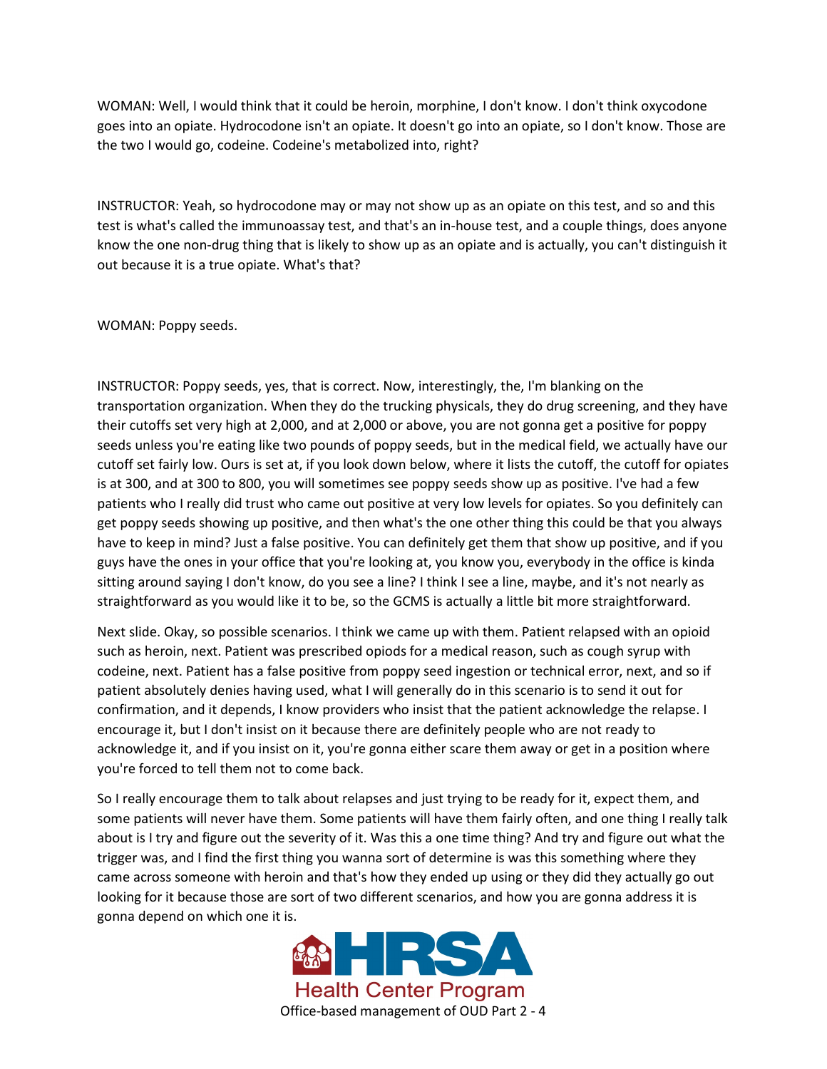WOMAN: Well, I would think that it could be heroin, morphine, I don't know. I don't think oxycodone goes into an opiate. Hydrocodone isn't an opiate. It doesn't go into an opiate, so I don't know. Those are the two I would go, codeine. Codeine's metabolized into, right?

INSTRUCTOR: Yeah, so hydrocodone may or may not show up as an opiate on this test, and so and this test is what's called the immunoassay test, and that's an in-house test, and a couple things, does anyone know the one non-drug thing that is likely to show up as an opiate and is actually, you can't distinguish it out because it is a true opiate. What's that?

WOMAN: Poppy seeds.

INSTRUCTOR: Poppy seeds, yes, that is correct. Now, interestingly, the, I'm blanking on the transportation organization. When they do the trucking physicals, they do drug screening, and they have their cutoffs set very high at 2,000, and at 2,000 or above, you are not gonna get a positive for poppy seeds unless you're eating like two pounds of poppy seeds, but in the medical field, we actually have our cutoff set fairly low. Ours is set at, if you look down below, where it lists the cutoff, the cutoff for opiates is at 300, and at 300 to 800, you will sometimes see poppy seeds show up as positive. I've had a few patients who I really did trust who came out positive at very low levels for opiates. So you definitely can get poppy seeds showing up positive, and then what's the one other thing this could be that you always have to keep in mind? Just a false positive. You can definitely get them that show up positive, and if you guys have the ones in your office that you're looking at, you know you, everybody in the office is kinda sitting around saying I don't know, do you see a line? I think I see a line, maybe, and it's not nearly as straightforward as you would like it to be, so the GCMS is actually a little bit more straightforward.

Next slide. Okay, so possible scenarios. I think we came up with them. Patient relapsed with an opioid such as heroin, next. Patient was prescribed opiods for a medical reason, such as cough syrup with codeine, next. Patient has a false positive from poppy seed ingestion or technical error, next, and so if patient absolutely denies having used, what I will generally do in this scenario is to send it out for confirmation, and it depends, I know providers who insist that the patient acknowledge the relapse. I encourage it, but I don't insist on it because there are definitely people who are not ready to acknowledge it, and if you insist on it, you're gonna either scare them away or get in a position where you're forced to tell them not to come back.

So I really encourage them to talk about relapses and just trying to be ready for it, expect them, and some patients will never have them. Some patients will have them fairly often, and one thing I really talk about is I try and figure out the severity of it. Was this a one time thing? And try and figure out what the trigger was, and I find the first thing you wanna sort of determine is was this something where they came across someone with heroin and that's how they ended up using or they did they actually go out looking for it because those are sort of two different scenarios, and how you are gonna address it is gonna depend on which one it is.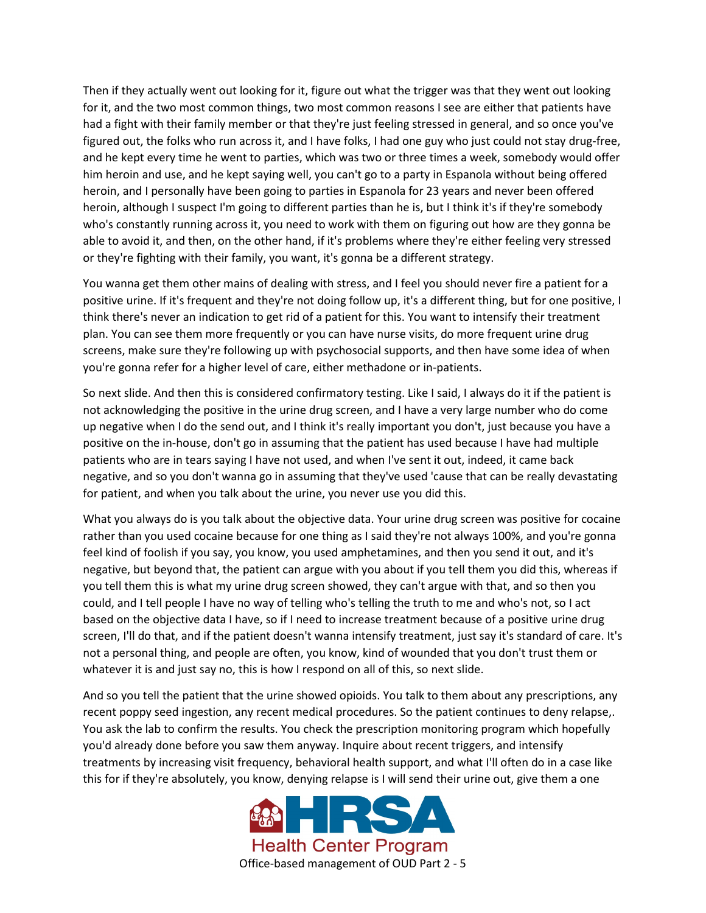Then if they actually went out looking for it, figure out what the trigger was that they went out looking for it, and the two most common things, two most common reasons I see are either that patients have had a fight with their family member or that they're just feeling stressed in general, and so once you've figured out, the folks who run across it, and I have folks, I had one guy who just could not stay drug-free, and he kept every time he went to parties, which was two or three times a week, somebody would offer him heroin and use, and he kept saying well, you can't go to a party in Espanola without being offered heroin, and I personally have been going to parties in Espanola for 23 years and never been offered heroin, although I suspect I'm going to different parties than he is, but I think it's if they're somebody who's constantly running across it, you need to work with them on figuring out how are they gonna be able to avoid it, and then, on the other hand, if it's problems where they're either feeling very stressed or they're fighting with their family, you want, it's gonna be a different strategy.

You wanna get them other mains of dealing with stress, and I feel you should never fire a patient for a positive urine. If it's frequent and they're not doing follow up, it's a different thing, but for one positive, I think there's never an indication to get rid of a patient for this. You want to intensify their treatment plan. You can see them more frequently or you can have nurse visits, do more frequent urine drug screens, make sure they're following up with psychosocial supports, and then have some idea of when you're gonna refer for a higher level of care, either methadone or in-patients.

So next slide. And then this is considered confirmatory testing. Like I said, I always do it if the patient is not acknowledging the positive in the urine drug screen, and I have a very large number who do come up negative when I do the send out, and I think it's really important you don't, just because you have a positive on the in-house, don't go in assuming that the patient has used because I have had multiple patients who are in tears saying I have not used, and when I've sent it out, indeed, it came back negative, and so you don't wanna go in assuming that they've used 'cause that can be really devastating for patient, and when you talk about the urine, you never use you did this.

What you always do is you talk about the objective data. Your urine drug screen was positive for cocaine rather than you used cocaine because for one thing as I said they're not always 100%, and you're gonna feel kind of foolish if you say, you know, you used amphetamines, and then you send it out, and it's negative, but beyond that, the patient can argue with you about if you tell them you did this, whereas if you tell them this is what my urine drug screen showed, they can't argue with that, and so then you could, and I tell people I have no way of telling who's telling the truth to me and who's not, so I act based on the objective data I have, so if I need to increase treatment because of a positive urine drug screen, I'll do that, and if the patient doesn't wanna intensify treatment, just say it's standard of care. It's not a personal thing, and people are often, you know, kind of wounded that you don't trust them or whatever it is and just say no, this is how I respond on all of this, so next slide.

And so you tell the patient that the urine showed opioids. You talk to them about any prescriptions, any recent poppy seed ingestion, any recent medical procedures. So the patient continues to deny relapse,. You ask the lab to confirm the results. You check the prescription monitoring program which hopefully you'd already done before you saw them anyway. Inquire about recent triggers, and intensify treatments by increasing visit frequency, behavioral health support, and what I'll often do in a case like this for if they're absolutely, you know, denying relapse is I will send their urine out, give them a one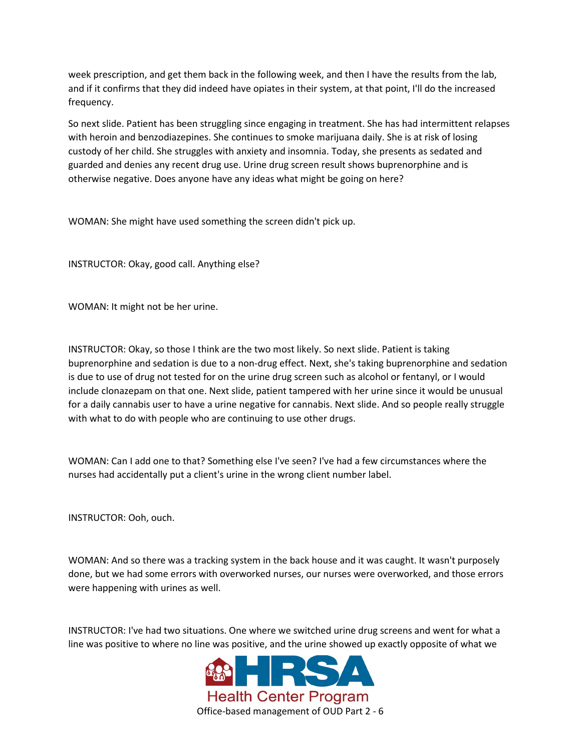week prescription, and get them back in the following week, and then I have the results from the lab, and if it confirms that they did indeed have opiates in their system, at that point, I'll do the increased frequency.

So next slide. Patient has been struggling since engaging in treatment. She has had intermittent relapses with heroin and benzodiazepines. She continues to smoke marijuana daily. She is at risk of losing custody of her child. She struggles with anxiety and insomnia. Today, she presents as sedated and guarded and denies any recent drug use. Urine drug screen result shows buprenorphine and is otherwise negative. Does anyone have any ideas what might be going on here?

WOMAN: She might have used something the screen didn't pick up.

INSTRUCTOR: Okay, good call. Anything else?

WOMAN: It might not be her urine.

INSTRUCTOR: Okay, so those I think are the two most likely. So next slide. Patient is taking buprenorphine and sedation is due to a non-drug effect. Next, she's taking buprenorphine and sedation is due to use of drug not tested for on the urine drug screen such as alcohol or fentanyl, or I would include clonazepam on that one. Next slide, patient tampered with her urine since it would be unusual for a daily cannabis user to have a urine negative for cannabis. Next slide. And so people really struggle with what to do with people who are continuing to use other drugs.

WOMAN: Can I add one to that? Something else I've seen? I've had a few circumstances where the nurses had accidentally put a client's urine in the wrong client number label.

INSTRUCTOR: Ooh, ouch.

WOMAN: And so there was a tracking system in the back house and it was caught. It wasn't purposely done, but we had some errors with overworked nurses, our nurses were overworked, and those errors were happening with urines as well.

INSTRUCTOR: I've had two situations. One where we switched urine drug screens and went for what a line was positive to where no line was positive, and the urine showed up exactly opposite of what we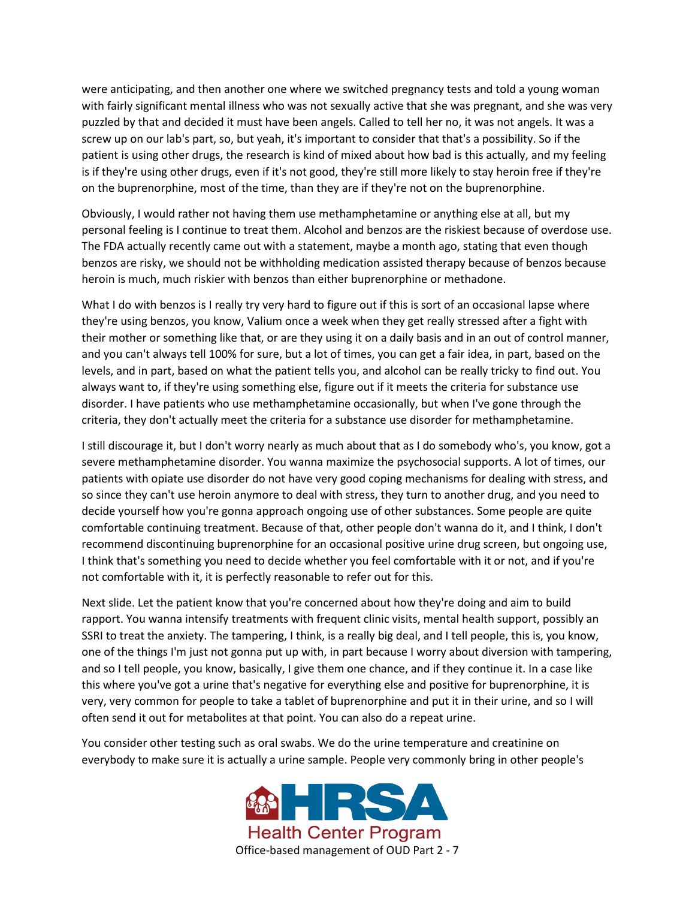were anticipating, and then another one where we switched pregnancy tests and told a young woman with fairly significant mental illness who was not sexually active that she was pregnant, and she was very puzzled by that and decided it must have been angels. Called to tell her no, it was not angels. It was a screw up on our lab's part, so, but yeah, it's important to consider that that's a possibility. So if the patient is using other drugs, the research is kind of mixed about how bad is this actually, and my feeling is if they're using other drugs, even if it's not good, they're still more likely to stay heroin free if they're on the buprenorphine, most of the time, than they are if they're not on the buprenorphine.

Obviously, I would rather not having them use methamphetamine or anything else at all, but my personal feeling is I continue to treat them. Alcohol and benzos are the riskiest because of overdose use. The FDA actually recently came out with a statement, maybe a month ago, stating that even though benzos are risky, we should not be withholding medication assisted therapy because of benzos because heroin is much, much riskier with benzos than either buprenorphine or methadone.

What I do with benzos is I really try very hard to figure out if this is sort of an occasional lapse where they're using benzos, you know, Valium once a week when they get really stressed after a fight with their mother or something like that, or are they using it on a daily basis and in an out of control manner, and you can't always tell 100% for sure, but a lot of times, you can get a fair idea, in part, based on the levels, and in part, based on what the patient tells you, and alcohol can be really tricky to find out. You always want to, if they're using something else, figure out if it meets the criteria for substance use disorder. I have patients who use methamphetamine occasionally, but when I've gone through the criteria, they don't actually meet the criteria for a substance use disorder for methamphetamine.

I still discourage it, but I don't worry nearly as much about that as I do somebody who's, you know, got a severe methamphetamine disorder. You wanna maximize the psychosocial supports. A lot of times, our patients with opiate use disorder do not have very good coping mechanisms for dealing with stress, and so since they can't use heroin anymore to deal with stress, they turn to another drug, and you need to decide yourself how you're gonna approach ongoing use of other substances. Some people are quite comfortable continuing treatment. Because of that, other people don't wanna do it, and I think, I don't recommend discontinuing buprenorphine for an occasional positive urine drug screen, but ongoing use, I think that's something you need to decide whether you feel comfortable with it or not, and if you're not comfortable with it, it is perfectly reasonable to refer out for this.

Next slide. Let the patient know that you're concerned about how they're doing and aim to build rapport. You wanna intensify treatments with frequent clinic visits, mental health support, possibly an SSRI to treat the anxiety. The tampering, I think, is a really big deal, and I tell people, this is, you know, one of the things I'm just not gonna put up with, in part because I worry about diversion with tampering, and so I tell people, you know, basically, I give them one chance, and if they continue it. In a case like this where you've got a urine that's negative for everything else and positive for buprenorphine, it is very, very common for people to take a tablet of buprenorphine and put it in their urine, and so I will often send it out for metabolites at that point. You can also do a repeat urine.

You consider other testing such as oral swabs. We do the urine temperature and creatinine on everybody to make sure it is actually a urine sample. People very commonly bring in other people's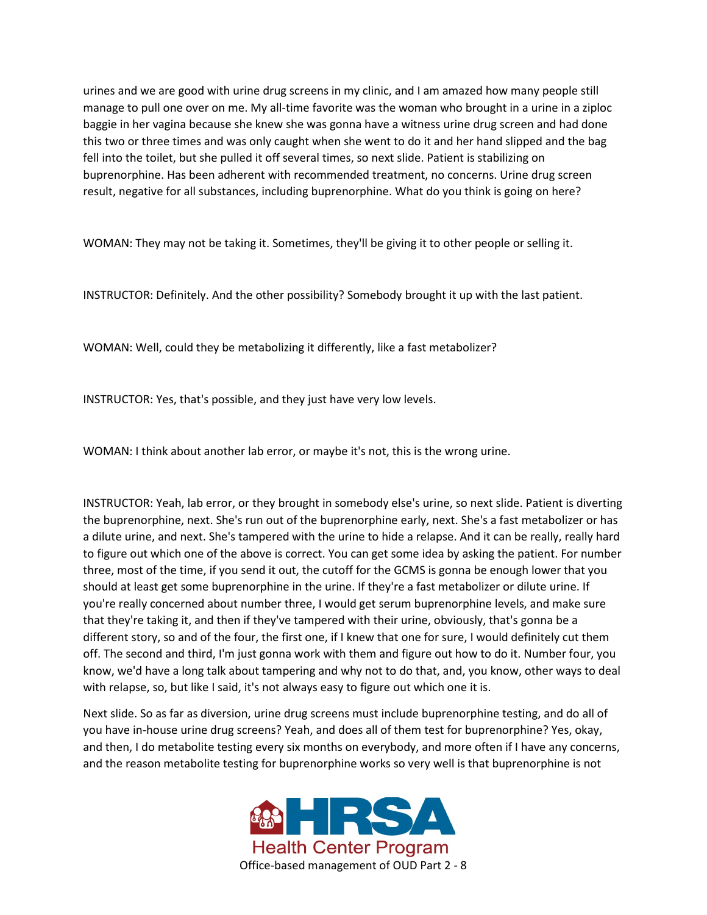urines and we are good with urine drug screens in my clinic, and I am amazed how many people still manage to pull one over on me. My all-time favorite was the woman who brought in a urine in a ziploc baggie in her vagina because she knew she was gonna have a witness urine drug screen and had done this two or three times and was only caught when she went to do it and her hand slipped and the bag fell into the toilet, but she pulled it off several times, so next slide. Patient is stabilizing on buprenorphine. Has been adherent with recommended treatment, no concerns. Urine drug screen result, negative for all substances, including buprenorphine. What do you think is going on here?

WOMAN: They may not be taking it. Sometimes, they'll be giving it to other people or selling it.

INSTRUCTOR: Definitely. And the other possibility? Somebody brought it up with the last patient.

WOMAN: Well, could they be metabolizing it differently, like a fast metabolizer?

INSTRUCTOR: Yes, that's possible, and they just have very low levels.

WOMAN: I think about another lab error, or maybe it's not, this is the wrong urine.

INSTRUCTOR: Yeah, lab error, or they brought in somebody else's urine, so next slide. Patient is diverting the buprenorphine, next. She's run out of the buprenorphine early, next. She's a fast metabolizer or has a dilute urine, and next. She's tampered with the urine to hide a relapse. And it can be really, really hard to figure out which one of the above is correct. You can get some idea by asking the patient. For number three, most of the time, if you send it out, the cutoff for the GCMS is gonna be enough lower that you should at least get some buprenorphine in the urine. If they're a fast metabolizer or dilute urine. If you're really concerned about number three, I would get serum buprenorphine levels, and make sure that they're taking it, and then if they've tampered with their urine, obviously, that's gonna be a different story, so and of the four, the first one, if I knew that one for sure, I would definitely cut them off. The second and third, I'm just gonna work with them and figure out how to do it. Number four, you know, we'd have a long talk about tampering and why not to do that, and, you know, other ways to deal with relapse, so, but like I said, it's not always easy to figure out which one it is.

Next slide. So as far as diversion, urine drug screens must include buprenorphine testing, and do all of you have in-house urine drug screens? Yeah, and does all of them test for buprenorphine? Yes, okay, and then, I do metabolite testing every six months on everybody, and more often if I have any concerns, and the reason metabolite testing for buprenorphine works so very well is that buprenorphine is not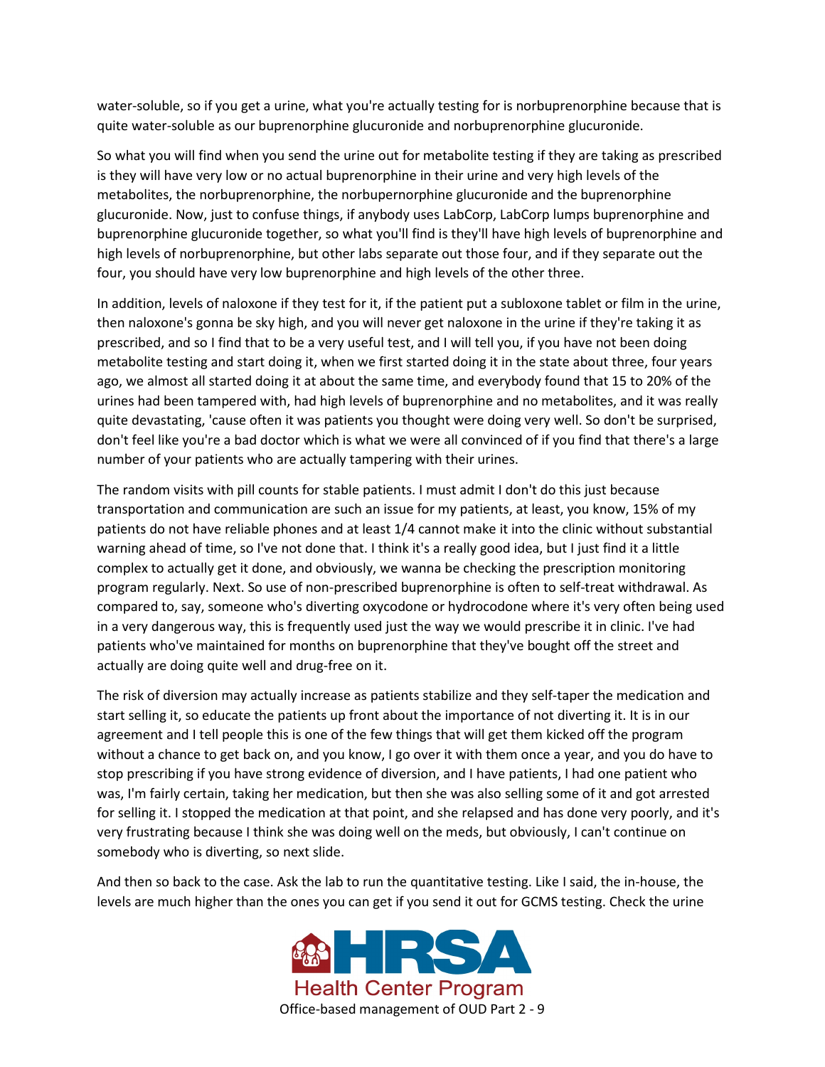water-soluble, so if you get a urine, what you're actually testing for is norbuprenorphine because that is quite water-soluble as our buprenorphine glucuronide and norbuprenorphine glucuronide.

So what you will find when you send the urine out for metabolite testing if they are taking as prescribed is they will have very low or no actual buprenorphine in their urine and very high levels of the metabolites, the norbuprenorphine, the norbupernorphine glucuronide and the buprenorphine glucuronide. Now, just to confuse things, if anybody uses LabCorp, LabCorp lumps buprenorphine and buprenorphine glucuronide together, so what you'll find is they'll have high levels of buprenorphine and high levels of norbuprenorphine, but other labs separate out those four, and if they separate out the four, you should have very low buprenorphine and high levels of the other three.

In addition, levels of naloxone if they test for it, if the patient put a subloxone tablet or film in the urine, then naloxone's gonna be sky high, and you will never get naloxone in the urine if they're taking it as prescribed, and so I find that to be a very useful test, and I will tell you, if you have not been doing metabolite testing and start doing it, when we first started doing it in the state about three, four years ago, we almost all started doing it at about the same time, and everybody found that 15 to 20% of the urines had been tampered with, had high levels of buprenorphine and no metabolites, and it was really quite devastating, 'cause often it was patients you thought were doing very well. So don't be surprised, don't feel like you're a bad doctor which is what we were all convinced of if you find that there's a large number of your patients who are actually tampering with their urines.

The random visits with pill counts for stable patients. I must admit I don't do this just because transportation and communication are such an issue for my patients, at least, you know, 15% of my patients do not have reliable phones and at least 1/4 cannot make it into the clinic without substantial warning ahead of time, so I've not done that. I think it's a really good idea, but I just find it a little complex to actually get it done, and obviously, we wanna be checking the prescription monitoring program regularly. Next. So use of non-prescribed buprenorphine is often to self-treat withdrawal. As compared to, say, someone who's diverting oxycodone or hydrocodone where it's very often being used in a very dangerous way, this is frequently used just the way we would prescribe it in clinic. I've had patients who've maintained for months on buprenorphine that they've bought off the street and actually are doing quite well and drug-free on it.

The risk of diversion may actually increase as patients stabilize and they self-taper the medication and start selling it, so educate the patients up front about the importance of not diverting it. It is in our agreement and I tell people this is one of the few things that will get them kicked off the program without a chance to get back on, and you know, I go over it with them once a year, and you do have to stop prescribing if you have strong evidence of diversion, and I have patients, I had one patient who was, I'm fairly certain, taking her medication, but then she was also selling some of it and got arrested for selling it. I stopped the medication at that point, and she relapsed and has done very poorly, and it's very frustrating because I think she was doing well on the meds, but obviously, I can't continue on somebody who is diverting, so next slide.

And then so back to the case. Ask the lab to run the quantitative testing. Like I said, the in-house, the levels are much higher than the ones you can get if you send it out for GCMS testing. Check the urine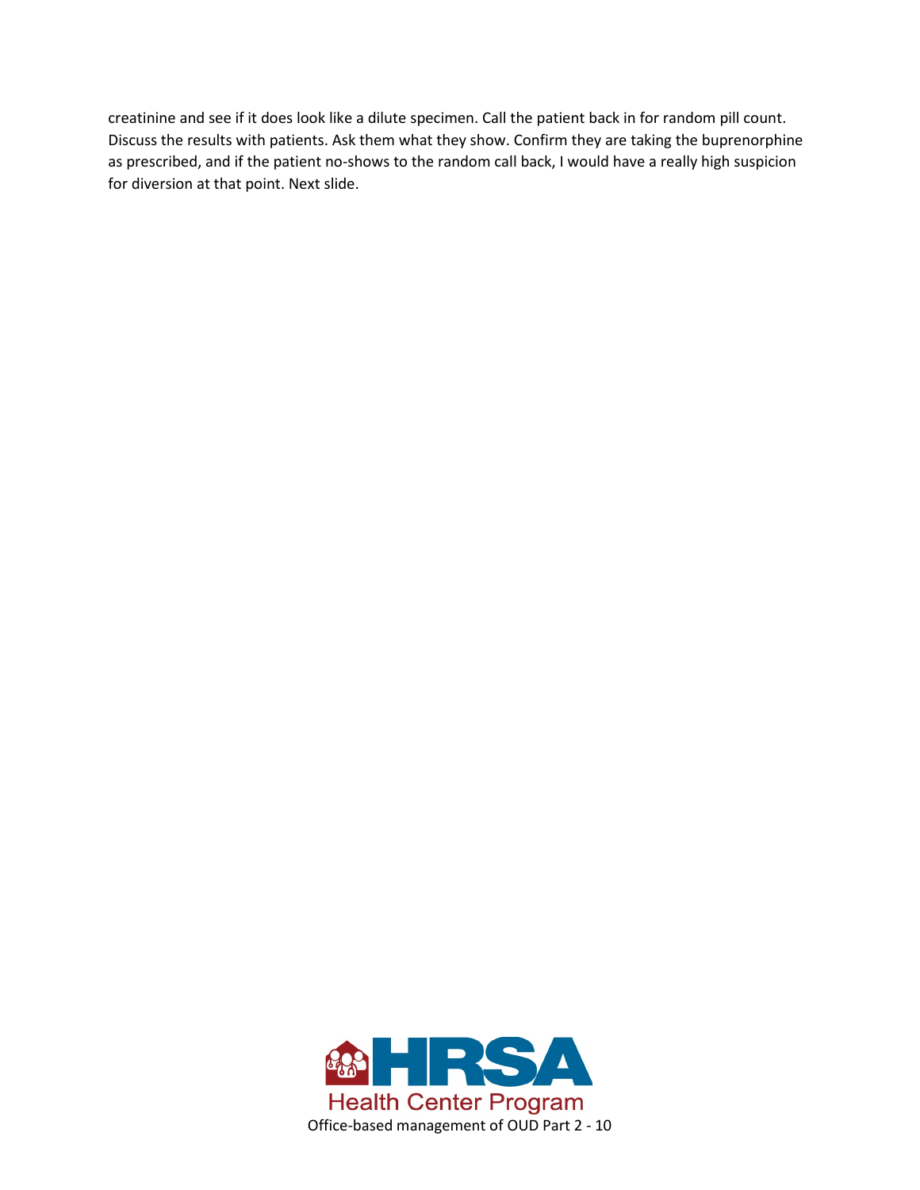creatinine and see if it does look like a dilute specimen. Call the patient back in for random pill count. Discuss the results with patients. Ask them what they show. Confirm they are taking the buprenorphine as prescribed, and if the patient no-shows to the random call back, I would have a really high suspicion for diversion at that point. Next slide.